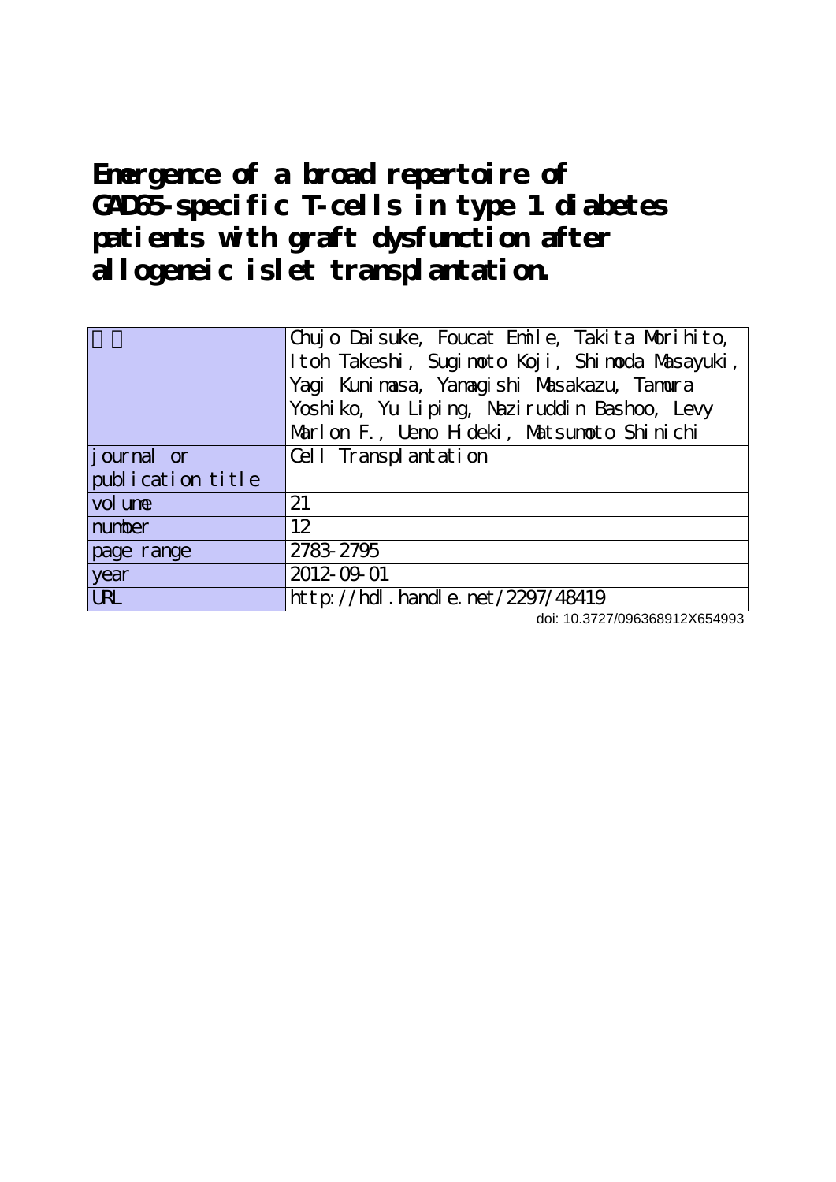# Emergence of a broad repertoire of GAD65-specific T-cells in type 1 diabetes patients with graft dysfunction after allogeneic islet transplantation.

| 著者 | Chujo Daisuke, Foucat Emile, Takita Morihito, Itoh Takeshi, Sugimoto Koji, Shimoda Masayuki, Yagi Kunimasa, Yamagishi Masakazu, Tamura Yoshiko, Yu Liping, Naziruddin Bashoo, Levy Marlon F., Ueno Hideki, Matsumoto Shinichi |
|---|---|
| journal or publication title | Cell Transplantation |
| volume | 21 |
| number | 12 |
| page range | 2783-2795 |
| year | 2012-09-01 |
| URL | http://hdl.handle.net/2297/48419 |

doi: 10.3727/096368912X654993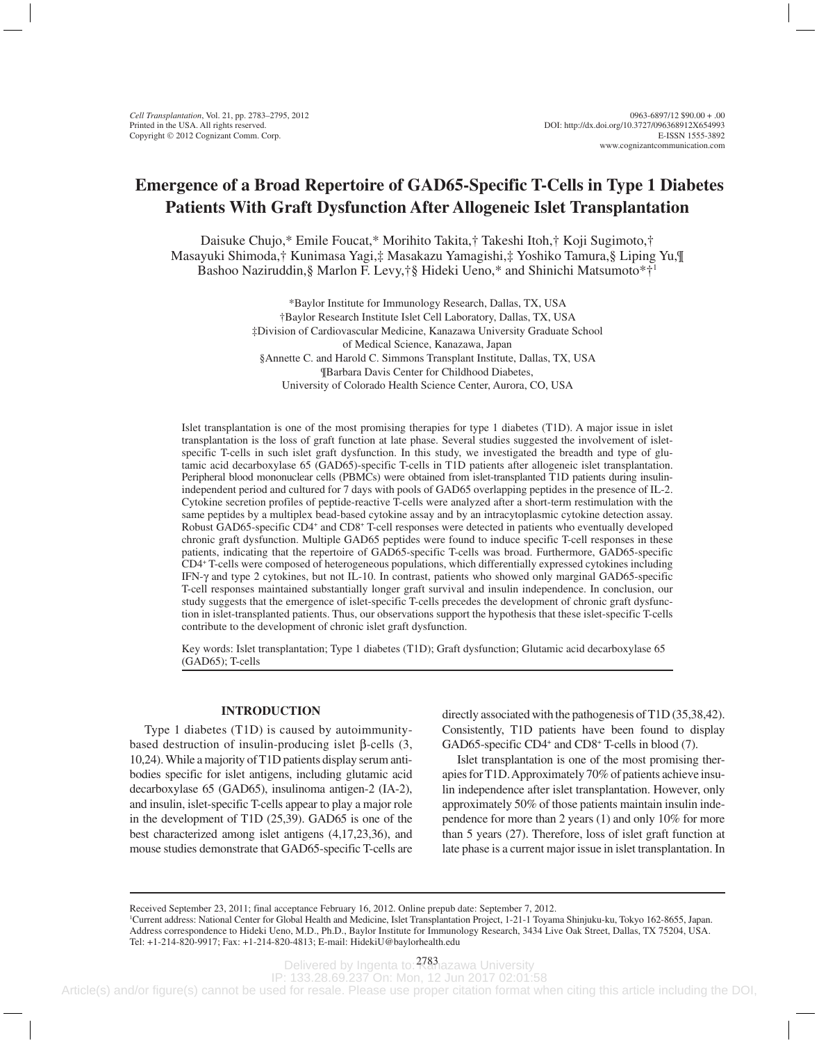# Emergence of a Broad Repertoire of GAD65-Specific T-Cells in Type 1 Diabetes Patients With Graft Dysfunction After Allogeneic Islet Transplantation

Daisuke Chujo,* Emile Foucat,* Morihito Takita,† Takeshi Itoh,† Koji Sugimoto,† Masayuki Shimoda,† Kunimasa Yagi,‡ Masakazu Yamagishi,‡ Yoshiko Tamura,§ Liping Yu,¶ Bashoo Naziruddin,§ Marlon F. Levy,†§ Hideki Ueno,* and Shinichi Matsumoto*†[1]

*Baylor Institute for Immunology Research, Dallas, TX, USA
†Baylor Research Institute Islet Cell Laboratory, Dallas, TX, USA
‡Division of Cardiovascular Medicine, Kanazawa University Graduate School of Medical Science, Kanazawa, Japan
§Annette C. and Harold C. Simmons Transplant Institute, Dallas, TX, USA
¶Barbara Davis Center for Childhood Diabetes, University of Colorado Health Science Center, Aurora, CO, USA

Islet transplantation is one of the most promising therapies for type 1 diabetes (T1D). A major issue in islet transplantation is the loss of graft function at late phase. Several studies suggested the involvement of islet-specific T-cells in such islet graft dysfunction. In this study, we investigated the breadth and type of glutamic acid decarboxylase 65 (GAD65)-specific T-cells in T1D patients after allogeneic islet transplantation. Peripheral blood mononuclear cells (PBMCs) were obtained from islet-transplanted T1D patients during insulin-independent period and cultured for 7 days with pools of GAD65 overlapping peptides in the presence of IL-2. Cytokine secretion profiles of peptide-reactive T-cells were analyzed after a short-term restimulation with the same peptides by a multiplex bead-based cytokine assay and by an intracytoplasmic cytokine detection assay. Robust GAD65-specific $CD4^+$ and $CD8^+$ T-cell responses were detected in patients who eventually developed chronic graft dysfunction. Multiple GAD65 peptides were found to induce specific T-cell responses in these patients, indicating that the repertoire of GAD65-specific T-cells was broad. Furthermore, GAD65-specific $CD4^+$ T-cells were composed of heterogeneous populations, which differentially expressed cytokines including IFN-$\gamma$ and type 2 cytokines, but not IL-10. In contrast, patients who showed only marginal GAD65-specific T-cell responses maintained substantially longer graft survival and insulin independence. In conclusion, our study suggests that the emergence of islet-specific T-cells precedes the development of chronic graft dysfunction in islet-transplanted patients. Thus, our observations support the hypothesis that these islet-specific T-cells contribute to the development of chronic islet graft dysfunction.

Key words: Islet transplantation; Type 1 diabetes (T1D); Graft dysfunction; Glutamic acid decarboxylase 65 (GAD65); T-cells

## INTRODUCTION

Type 1 diabetes (T1D) is caused by autoimmunity-based destruction of insulin-producing islet $\beta$-cells (3, 10,24). While a majority of T1D patients display serum antibodies specific for islet antigens, including glutamic acid decarboxylase 65 (GAD65), insulinoma antigen-2 (IA-2), and insulin, islet-specific T-cells appear to play a major role in the development of T1D (25,39). GAD65 is one of the best characterized among islet antigens (4,17,23,36), and mouse studies demonstrate that GAD65-specific T-cells are directly associated with the pathogenesis of T1D (35,38,42). Consistently, T1D patients have been found to display GAD65-specific $CD4^+$ and $CD8^+$ T-cells in blood (7).

Islet transplantation is one of the most promising therapies for T1D. Approximately 70% of patients achieve insulin independence after islet transplantation. However, only approximately 50% of those patients maintain insulin independence for more than 2 years (1) and only 10% for more than 5 years (27). Therefore, loss of islet graft function at late phase is a current major issue in islet transplantation. In

Received September 23, 2011; final acceptance February 16, 2012. Online prepub date: September 7, 2012.
[1]Current address: National Center for Global Health and Medicine, Islet Transplantation Project, 1-21-1 Toyama Shinjuku-ku, Tokyo 162-8655, Japan.
Address correspondence to Hideki Ueno, M.D., Ph.D., Baylor Institute for Immunology Research, 3434 Live Oak Street, Dallas, TX 75204, USA. Tel: +1-214-820-9917; Fax: +1-214-820-4813; E-mail: HidekiU@baylorhealth.edu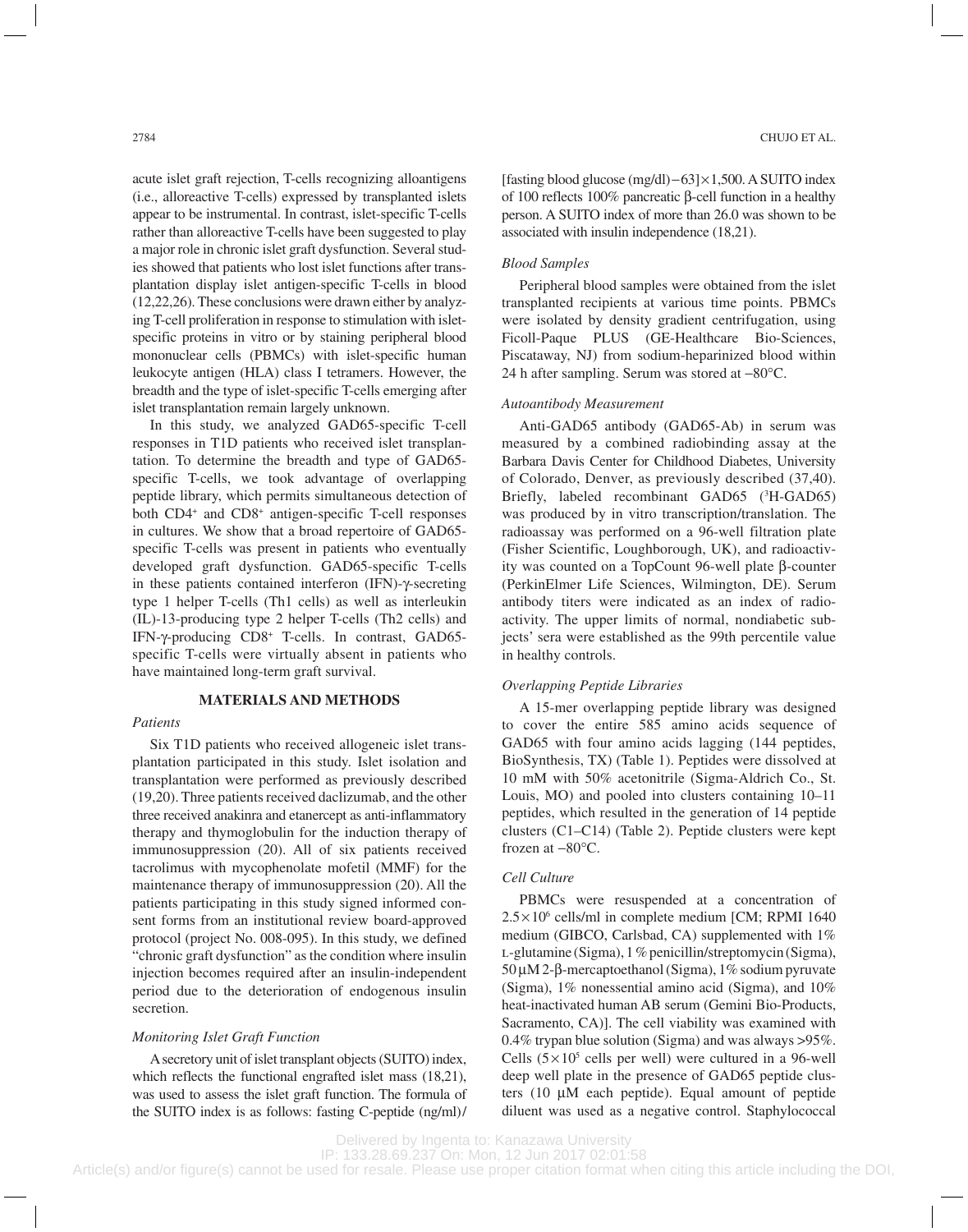acute islet graft rejection, T-cells recognizing alloantigens (i.e., alloreactive T-cells) expressed by transplanted islets appear to be instrumental. In contrast, islet-specific T-cells rather than alloreactive T-cells have been suggested to play a major role in chronic islet graft dysfunction. Several studies showed that patients who lost islet functions after transplantation display islet antigen-specific T-cells in blood (12,22,26). These conclusions were drawn either by analyzing T-cell proliferation in response to stimulation with islet-specific proteins in vitro or by staining peripheral blood mononuclear cells (PBMCs) with islet-specific human leukocyte antigen (HLA) class I tetramers. However, the breadth and the type of islet-specific T-cells emerging after islet transplantation remain largely unknown.

In this study, we analyzed GAD65-specific T-cell responses in T1D patients who received islet transplantation. To determine the breadth and type of GAD65-specific T-cells, we took advantage of overlapping peptide library, which permits simultaneous detection of both $CD4^+$ and $CD8^+$ antigen-specific T-cell responses in cultures. We show that a broad repertoire of GAD65-specific T-cells was present in patients who eventually developed graft dysfunction. GAD65-specific T-cells in these patients contained interferon (IFN)-γ-secreting type 1 helper T-cells (Th1 cells) as well as interleukin (IL)-13-producing type 2 helper T-cells (Th2 cells) and IFN-γ-producing $CD8^+$ T-cells. In contrast, GAD65-specific T-cells were virtually absent in patients who have maintained long-term graft survival.

## MATERIALS AND METHODS

### *Patients*

Six T1D patients who received allogeneic islet transplantation participated in this study. Islet isolation and transplantation were performed as previously described (19,20). Three patients received daclizumab, and the other three received anakinra and etanercept as anti-inflammatory therapy and thymoglobulin for the induction therapy of immunosuppression (20). All of six patients received tacrolimus with mycophenolate mofetil (MMF) for the maintenance therapy of immunosuppression (20). All the patients participating in this study signed informed consent forms from an institutional review board-approved protocol (project No. 008-095). In this study, we defined "chronic graft dysfunction" as the condition where insulin injection becomes required after an insulin-independent period due to the deterioration of endogenous insulin secretion.

### *Monitoring Islet Graft Function*

A secretory unit of islet transplant objects (SUITO) index, which reflects the functional engrafted islet mass (18,21), was used to assess the islet graft function. The formula of the SUITO index is as follows: fasting C-peptide (ng/ml)/[fasting blood glucose (mg/dl)−63]×1,500. A SUITO index of 100 reflects 100% pancreatic β-cell function in a healthy person. A SUITO index of more than 26.0 was shown to be associated with insulin independence (18,21).

### *Blood Samples*

Peripheral blood samples were obtained from the islet transplanted recipients at various time points. PBMCs were isolated by density gradient centrifugation, using Ficoll-Paque PLUS (GE-Healthcare Bio-Sciences, Piscataway, NJ) from sodium-heparinized blood within 24 h after sampling. Serum was stored at −80°C.

### *Autoantibody Measurement*

Anti-GAD65 antibody (GAD65-Ab) in serum was measured by a combined radiobinding assay at the Barbara Davis Center for Childhood Diabetes, University of Colorado, Denver, as previously described (37,40). Briefly, labeled recombinant GAD65 ($^3$H-GAD65) was produced by in vitro transcription/translation. The radioassay was performed on a 96-well filtration plate (Fisher Scientific, Loughborough, UK), and radioactivity was counted on a TopCount 96-well plate β-counter (PerkinElmer Life Sciences, Wilmington, DE). Serum antibody titers were indicated as an index of radioactivity. The upper limits of normal, nondiabetic subjects' sera were established as the 99th percentile value in healthy controls.

### *Overlapping Peptide Libraries*

A 15-mer overlapping peptide library was designed to cover the entire 585 amino acids sequence of GAD65 with four amino acids lagging (144 peptides, BioSynthesis, TX) (Table 1). Peptides were dissolved at 10 mM with 50% acetonitrile (Sigma-Aldrich Co., St. Louis, MO) and pooled into clusters containing 10–11 peptides, which resulted in the generation of 14 peptide clusters (C1–C14) (Table 2). Peptide clusters were kept frozen at −80°C.

### *Cell Culture*

PBMCs were resuspended at a concentration of $2.5\times10^6$ cells/ml in complete medium [CM; RPMI 1640 medium (GIBCO, Carlsbad, CA) supplemented with 1% L-glutamine (Sigma), 1% penicillin/streptomycin (Sigma), 50 μM 2-β-mercaptoethanol (Sigma), 1% sodium pyruvate (Sigma), 1% nonessential amino acid (Sigma), and 10% heat-inactivated human AB serum (Gemini Bio-Products, Sacramento, CA)]. The cell viability was examined with 0.4% trypan blue solution (Sigma) and was always >95%. Cells ($5\times10^5$ cells per well) were cultured in a 96-well deep well plate in the presence of GAD65 peptide clusters (10 μM each peptide). Equal amount of peptide diluent was used as a negative control. Staphylococcal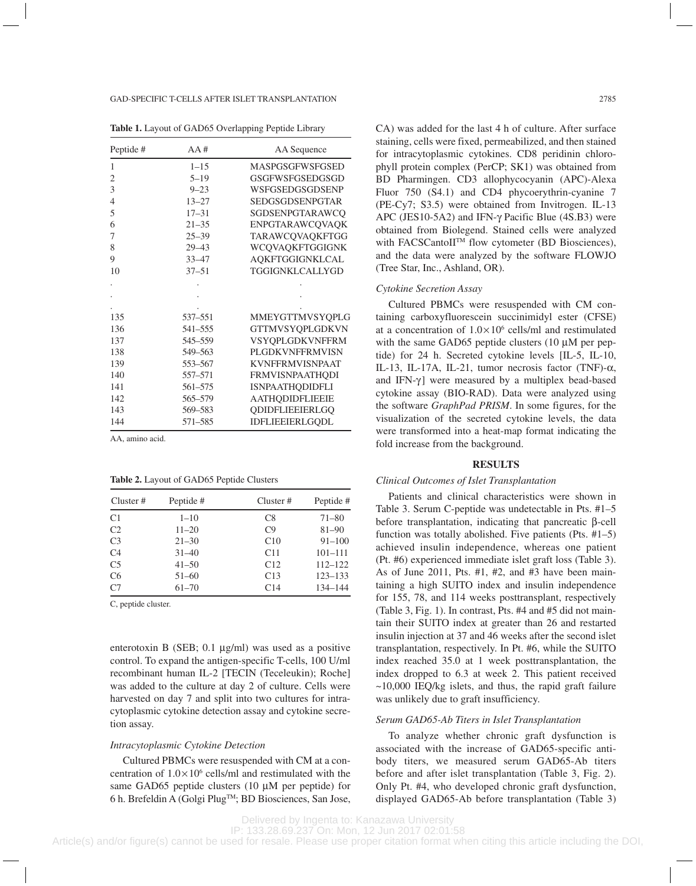**Table 1.** Layout of GAD65 Overlapping Peptide Library

| Peptide # | AA # | AA Sequence |
|---|---|---|
| 1 | 1–15 | MASPGSGFWSFGSED |
| 2 | 5–19 | GSGFWSFGSEDGSGD |
| 3 | 9–23 | WSFGSEDGSGDSENP |
| 4 | 13–27 | SEDGSGDSENPGTAR |
| 5 | 17–31 | SGDSENPGTARAWCQ |
| 6 | 21–35 | ENPGTARAWCQVAQK |
| 7 | 25–39 | TARAWCQVAQKFTGG |
| 8 | 29–43 | WCQVAQKFTGGIGNK |
| 9 | 33–47 | AQKFTGGIGNKLCAL |
| 10 | 37–51 | TGGIGNKLCALLYGD |
| . | . | . |
| . | . | . |
| . | . | . |
| 135 | 537–551 | MMEYGTTMVSYQPLG |
| 136 | 541–555 | GTTMVSYQPLGDKVN |
| 137 | 545–559 | VSYQPLGDKVNFFRM |
| 138 | 549–563 | PLGDKVNFFRMVISN |
| 139 | 553–567 | KVNFFRMVISNPAAT |
| 140 | 557–571 | FRMVISNPAATHQDI |
| 141 | 561–575 | ISNPAATHQDIDFLI |
| 142 | 565–579 | AATHQDIDFLIEEIE |
| 143 | 569–583 | QDIDFLIEEIERLGQ |
| 144 | 571–585 | IDFLIEEIERLGQDL |

AA, amino acid.

**Table 2.** Layout of GAD65 Peptide Clusters

| Cluster # | Peptide # | Cluster # | Peptide # |
|---|---|---|---|
| C1 | 1–10 | C8 | 71–80 |
| C2 | 11–20 | C9 | 81–90 |
| C3 | 21–30 | C10 | 91–100 |
| C4 | 31–40 | C11 | 101–111 |
| C5 | 41–50 | C12 | 112–122 |
| C6 | 51–60 | C13 | 123–133 |
| C7 | 61–70 | C14 | 134–144 |

C, peptide cluster.

enterotoxin B (SEB; 0.1 μg/ml) was used as a positive control. To expand the antigen-specific T-cells, 100 U/ml recombinant human IL-2 [TECIN (Teceleukin); Roche] was added to the culture at day 2 of culture. Cells were harvested on day 7 and split into two cultures for intracytoplasmic cytokine detection assay and cytokine secretion assay.

### *Intracytoplasmic Cytokine Detection*

Cultured PBMCs were resuspended with CM at a concentration of $1.0\times10^6$ cells/ml and restimulated with the same GAD65 peptide clusters (10 μM per peptide) for 6 h. Brefeldin A (Golgi Plug™; BD Biosciences, San Jose, CA) was added for the last 4 h of culture. After surface staining, cells were fixed, permeabilized, and then stained for intracytoplasmic cytokines. CD8 peridinin chlorophyll protein complex (PerCP; SK1) was obtained from BD Pharmingen. CD3 allophycocyanin (APC)-Alexa Fluor 750 (S4.1) and CD4 phycoerythrin-cyanine 7 (PE-Cy7; S3.5) were obtained from Invitrogen. IL-13 APC (JES10-5A2) and IFN-γ Pacific Blue (4S.B3) were obtained from Biolegend. Stained cells were analyzed with FACSCantoII™ flow cytometer (BD Biosciences), and the data were analyzed by the software FLOWJO (Tree Star, Inc., Ashland, OR).

### *Cytokine Secretion Assay*

Cultured PBMCs were resuspended with CM containing carboxyfluorescein succinimidyl ester (CFSE) at a concentration of $1.0\times10^6$ cells/ml and restimulated with the same GAD65 peptide clusters (10 μM per peptide) for 24 h. Secreted cytokine levels [IL-5, IL-10, IL-13, IL-17A, IL-21, tumor necrosis factor (TNF)-α, and IFN-γ] were measured by a multiplex bead-based cytokine assay (BIO-RAD). Data were analyzed using the software *GraphPad PRISM*. In some figures, for the visualization of the secreted cytokine levels, the data were transformed into a heat-map format indicating the fold increase from the background.

## RESULTS

### *Clinical Outcomes of Islet Transplantation*

Patients and clinical characteristics were shown in Table 3. Serum C-peptide was undetectable in Pts. #1–5 before transplantation, indicating that pancreatic β-cell function was totally abolished. Five patients (Pts. #1–5) achieved insulin independence, whereas one patient (Pt. #6) experienced immediate islet graft loss (Table 3). As of June 2011, Pts. #1, #2, and #3 have been maintaining a high SUITO index and insulin independence for 155, 78, and 114 weeks posttransplant, respectively (Table 3, Fig. 1). In contrast, Pts. #4 and #5 did not maintain their SUITO index at greater than 26 and restarted insulin injection at 37 and 46 weeks after the second islet transplantation, respectively. In Pt. #6, while the SUITO index reached 35.0 at 1 week posttransplantation, the index dropped to 6.3 at week 2. This patient received ~10,000 IEQ/kg islets, and thus, the rapid graft failure was unlikely due to graft insufficiency.

### *Serum GAD65-Ab Titers in Islet Transplantation*

To analyze whether chronic graft dysfunction is associated with the increase of GAD65-specific antibody titers, we measured serum GAD65-Ab titers before and after islet transplantation (Table 3, Fig. 2). Only Pt. #4, who developed chronic graft dysfunction, displayed GAD65-Ab before transplantation (Table 3)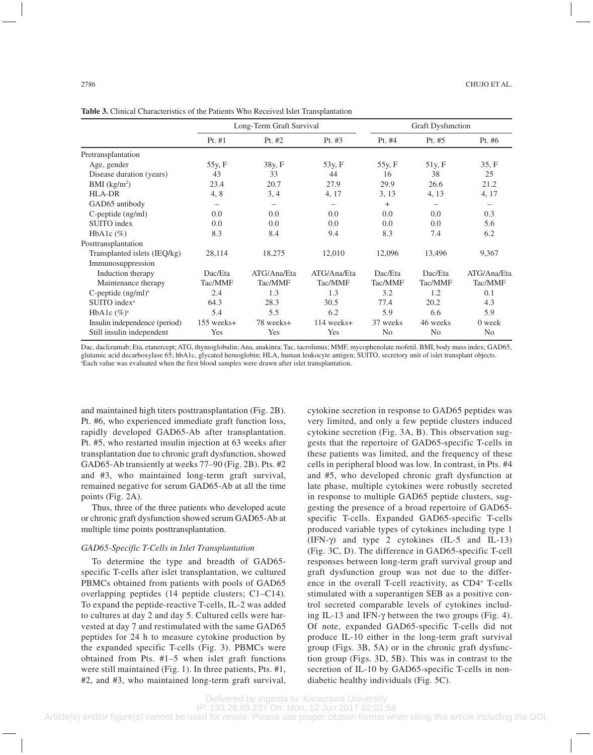**Table 3.** Clinical Characteristics of the Patients Who Received Islet Transplantation

| | Long-Term Graft Survival | | | Graft Dysfunction | | |
|---|---|---|---|---|---|---|
| | Pt. #1 | Pt. #2 | Pt. #3 | Pt. #4 | Pt. #5 | Pt. #6 |
| Pretransplantation | | | | | | |
| Age, gender | 55y, F | 38y, F | 53y, F | 55y, F | 51y, F | 35, F |
| Disease duration (years) | 43 | 33 | 44 | 16 | 38 | 25 |
| BMI (kg/m$^2$) | 23.4 | 20.7 | 27.9 | 29.9 | 26.6 | 21.2 |
| HLA-DR | 4, 8 | 3, 4 | 4, 17 | 3, 13 | 4, 13 | 4, 17 |
| GAD65 antibody | – | – | – | + | – | – |
| C-peptide (ng/ml) | 0.0 | 0.0 | 0.0 | 0.0 | 0.0 | 0.3 |
| SUITO index | 0.0 | 0.0 | 0.0 | 0.0 | 0.0 | 5.6 |
| HbA1c (%) | 8.3 | 8.4 | 9.4 | 8.3 | 7.4 | 6.2 |
| Posttransplantation | | | | | | |
| Transplanted islets (IEQ/kg) | 28,114 | 18,275 | 12,010 | 12,096 | 13,496 | 9,367 |
| Immunosuppression | | | | | | |
| Induction therapy | Dac/Eta | ATG/Ana/Eta | ATG/Ana/Eta | Dac/Eta | Dac/Eta | ATG/Ana/Eta |
| Maintenance therapy | Tac/MMF | Tac/MMF | Tac/MMF | Tac/MMF | Tac/MMF | Tac/MMF |
| C-peptide (ng/ml)[a] | 2.4 | 1.3 | 1.3 | 3.2 | 1.2 | 0.1 |
| SUITO index[a] | 64.3 | 28.3 | 30.5 | 77.4 | 20.2 | 4.3 |
| HbA1c (%)[a] | 5.4 | 5.5 | 6.2 | 5.9 | 6.6 | 5.9 |
| Insulin independence (period) | 155 weeks+ | 78 weeks+ | 114 weeks+ | 37 weeks | 46 weeks | 0 week |
| Still insulin independent | Yes | Yes | Yes | No | No | No |

Dac, daclizumab; Eta, etanercept; ATG, thymoglobulin; Ana, anakinra; Tac, tacrolimus; MMF, mycophenolate mofetil. BMI, body mass index; GAD65, glutamic acid decarboxylase 65; hbA1c, glycated hemoglobin; HLA, human leukocyte antigen; SUITO, secretory unit of islet transplant objects.
[a]Each value was evaluated when the first blood samples were drawn after islet transplantation.

and maintained high titers posttransplantation (Fig. 2B). Pt. #6, who experienced immediate graft function loss, rapidly developed GAD65-Ab after transplantation. Pt. #5, who restarted insulin injection at 63 weeks after transplantation due to chronic graft dysfunction, showed GAD65-Ab transiently at weeks 77–90 (Fig. 2B). Pts. #2 and #3, who maintained long-term graft survival, remained negative for serum GAD65-Ab at all the time points (Fig. 2A).

Thus, three of the three patients who developed acute or chronic graft dysfunction showed serum GAD65-Ab at multiple time points posttransplantation.

### *GAD65-Specific T-Cells in Islet Transplantation*

To determine the type and breadth of GAD65-specific T-cells after islet transplantation, we cultured PBMCs obtained from patients with pools of GAD65 overlapping peptides (14 peptide clusters; C1–C14). To expand the peptide-reactive T-cells, IL-2 was added to cultures at day 2 and day 5. Cultured cells were harvested at day 7 and restimulated with the same GAD65 peptides for 24 h to measure cytokine production by the expanded specific T-cells (Fig. 3). PBMCs were obtained from Pts. #1–5 when islet graft functions were still maintained (Fig. 1). In three patients, Pts. #1, #2, and #3, who maintained long-term graft survival, cytokine secretion in response to GAD65 peptides was very limited, and only a few peptide clusters induced cytokine secretion (Fig. 3A, B). This observation suggests that the repertoire of GAD65-specific T-cells in these patients was limited, and the frequency of these cells in peripheral blood was low. In contrast, in Pts. #4 and #5, who developed chronic graft dysfunction at late phase, multiple cytokines were robustly secreted in response to multiple GAD65 peptide clusters, suggesting the presence of a broad repertoire of GAD65-specific T-cells. Expanded GAD65-specific T-cells produced variable types of cytokines including type 1 (IFN-γ) and type 2 cytokines (IL-5 and IL-13) (Fig. 3C, D). The difference in GAD65-specific T-cell responses between long-term graft survival group and graft dysfunction group was not due to the difference in the overall T-cell reactivity, as CD4$^+$ T-cells stimulated with a superantigen SEB as a positive control secreted comparable levels of cytokines including IL-13 and IFN-γ between the two groups (Fig. 4). Of note, expanded GAD65-specific T-cells did not produce IL-10 either in the long-term graft survival group (Figs. 3B, 5A) or in the chronic graft dysfunction group (Figs. 3D, 5B). This was in contrast to the secretion of IL-10 by GAD65-specific T-cells in nondiabetic healthy individuals (Fig. 5C).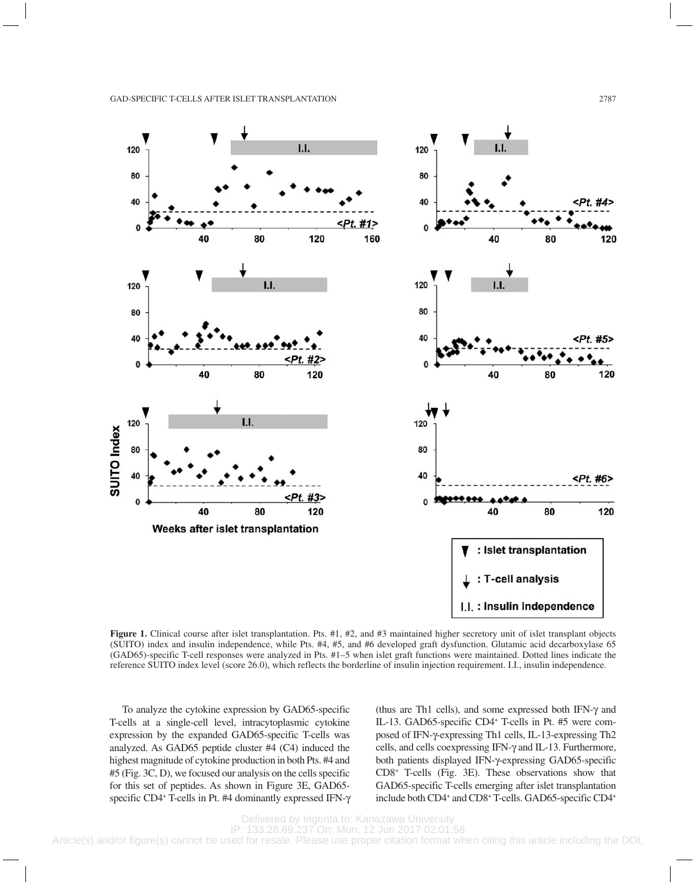**Figure 1.** Clinical course after islet transplantation. Pts. #1, #2, and #3 maintained higher secretory unit of islet transplant objects (SUITO) index and insulin independence, while Pts. #4, #5, and #6 developed graft dysfunction. Glutamic acid decarboxylase 65 (GAD65)-specific T-cell responses were analyzed in Pts. #1–5 when islet graft functions were maintained. Dotted lines indicate the reference SUITO index level (score 26.0), which reflects the borderline of insulin injection requirement. I.I., insulin independence.

To analyze the cytokine expression by GAD65-specific T-cells at a single-cell level, intracytoplasmic cytokine expression by the expanded GAD65-specific T-cells was analyzed. As GAD65 peptide cluster #4 (C4) induced the highest magnitude of cytokine production in both Pts. #4 and #5 (Fig. 3C, D), we focused our analysis on the cells specific for this set of peptides. As shown in Figure 3E, GAD65-specific CD4+ T-cells in Pt. #4 dominantly expressed IFN-γ (thus are Th1 cells), and some expressed both IFN-γ and IL-13. GAD65-specific CD4+ T-cells in Pt. #5 were composed of IFN-γ-expressing Th1 cells, IL-13-expressing Th2 cells, and cells coexpressing IFN-γ and IL-13. Furthermore, both patients displayed IFN-γ-expressing GAD65-specific CD8+ T-cells (Fig. 3E). These observations show that GAD65-specific T-cells emerging after islet transplantation include both CD4+ and CD8+ T-cells. GAD65-specific CD4+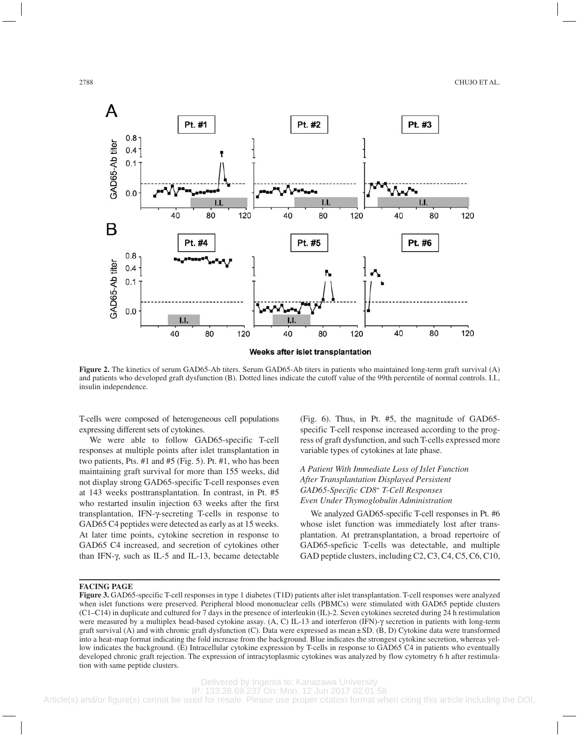Figure 2. The kinetics of serum GAD65-Ab titers. Serum GAD65-Ab titers in patients who maintained long-term graft survival (A) and patients who developed graft dysfunction (B). Dotted lines indicate the cutoff value of the 99th percentile of normal controls. I.I., insulin independence.

T-cells were composed of heterogeneous cell populations expressing different sets of cytokines.

We were able to follow GAD65-specific T-cell responses at multiple points after islet transplantation in two patients, Pts. #1 and #5 (Fig. 5). Pt. #1, who has been maintaining graft survival for more than 155 weeks, did not display strong GAD65-specific T-cell responses even at 143 weeks posttransplantation. In contrast, in Pt. #5 who restarted insulin injection 63 weeks after the first transplantation, IFN-γ-secreting T-cells in response to GAD65 C4 peptides were detected as early as at 15 weeks. At later time points, cytokine secretion in response to GAD65 C4 increased, and secretion of cytokines other than IFN-γ, such as IL-5 and IL-13, became detectable (Fig. 6). Thus, in Pt. #5, the magnitude of GAD65-specific T-cell response increased according to the progress of graft dysfunction, and such T-cells expressed more variable types of cytokines at late phase.

### *A Patient With Immediate Loss of Islet Function After Transplantation Displayed Persistent GAD65-Specific CD8$^+$ T-Cell Responses Even Under Thymoglobulin Administration*

We analyzed GAD65-specific T-cell responses in Pt. #6 whose islet function was immediately lost after transplantation. At pretransplantation, a broad repertoire of GAD65-speficic T-cells was detectable, and multiple GAD peptide clusters, including C2, C3, C4, C5, C6, C10,

**FACING PAGE**

**Figure 3.** GAD65-specific T-cell responses in type 1 diabetes (T1D) patients after islet transplantation. T-cell responses were analyzed when islet functions were preserved. Peripheral blood mononuclear cells (PBMCs) were stimulated with GAD65 peptide clusters (C1–C14) in duplicate and cultured for 7 days in the presence of interleukin (IL)-2. Seven cytokines secreted during 24 h restimulation were measured by a multiplex bead-based cytokine assay. (A, C) IL-13 and interferon (IFN)-γ secretion in patients with long-term graft survival (A) and with chronic graft dysfunction (C). Data were expressed as mean ± SD. (B, D) Cytokine data were transformed into a heat-map format indicating the fold increase from the background. Blue indicates the strongest cytokine secretion, whereas yellow indicates the background. (E) Intracellular cytokine expression by T-cells in response to GAD65 C4 in patients who eventually developed chronic graft rejection. The expression of intracytoplasmic cytokines was analyzed by flow cytometry 6 h after restimulation with same peptide clusters.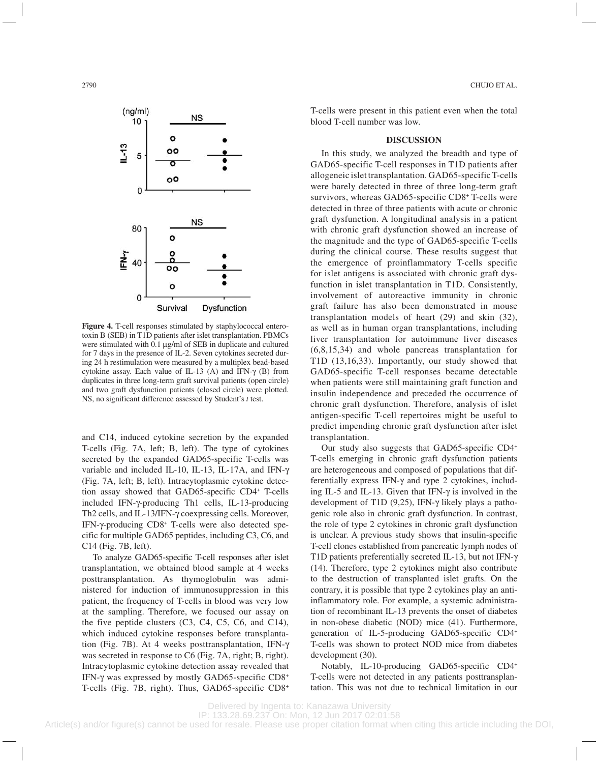**Figure 4.** T-cell responses stimulated by staphylococcal enterotoxin B (SEB) in T1D patients after islet transplantation. PBMCs were stimulated with 0.1 µg/ml of SEB in duplicate and cultured for 7 days in the presence of IL-2. Seven cytokines secreted during 24 h restimulation were measured by a multiplex bead-based cytokine assay. Each value of IL-13 (A) and IFN-γ (B) from duplicates in three long-term graft survival patients (open circle) and two graft dysfunction patients (closed circle) were plotted. NS, no significant difference assessed by Student's *t* test.

and C14, induced cytokine secretion by the expanded T-cells (Fig. 7A, left; B, left). The type of cytokines secreted by the expanded GAD65-specific T-cells was variable and included IL-10, IL-13, IL-17A, and IFN-γ (Fig. 7A, left; B, left). Intracytoplasmic cytokine detection assay showed that GAD65-specific $CD4^+$ T-cells included IFN-γ-producing Th1 cells, IL-13-producing Th2 cells, and IL-13/IFN-γ coexpressing cells. Moreover, IFN-γ-producing $CD8^+$ T-cells were also detected specific for multiple GAD65 peptides, including C3, C6, and C14 (Fig. 7B, left).

To analyze GAD65-specific T-cell responses after islet transplantation, we obtained blood sample at 4 weeks posttransplantation. As thymoglobulin was administered for induction of immunosuppression in this patient, the frequency of T-cells in blood was very low at the sampling. Therefore, we focused our assay on the five peptide clusters (C3, C4, C5, C6, and C14), which induced cytokine responses before transplantation (Fig. 7B). At 4 weeks posttransplantation, IFN-γ was secreted in response to C6 (Fig. 7A, right; B, right). Intracytoplasmic cytokine detection assay revealed that IFN-γ was expressed by mostly GAD65-specific $CD8^+$ T-cells (Fig. 7B, right). Thus, GAD65-specific $CD8^+$ T-cells were present in this patient even when the total blood T-cell number was low.

## DISCUSSION

In this study, we analyzed the breadth and type of GAD65-specific T-cell responses in T1D patients after allogeneic islet transplantation. GAD65-specific T-cells were barely detected in three of three long-term graft survivors, whereas GAD65-specific $CD8^+$ T-cells were detected in three of three patients with acute or chronic graft dysfunction. A longitudinal analysis in a patient with chronic graft dysfunction showed an increase of the magnitude and the type of GAD65-specific T-cells during the clinical course. These results suggest that the emergence of proinflammatory T-cells specific for islet antigens is associated with chronic graft dysfunction in islet transplantation in T1D. Consistently, involvement of autoreactive immunity in chronic graft failure has also been demonstrated in mouse transplantation models of heart (29) and skin (32), as well as in human organ transplantations, including liver transplantation for autoimmune liver diseases (6,8,15,34) and whole pancreas transplantation for T1D (13,16,33). Importantly, our study showed that GAD65-specific T-cell responses became detectable when patients were still maintaining graft function and insulin independence and preceded the occurrence of chronic graft dysfunction. Therefore, analysis of islet antigen-specific T-cell repertoires might be useful to predict impending chronic graft dysfunction after islet transplantation.

Our study also suggests that GAD65-specific $CD4^+$ T-cells emerging in chronic graft dysfunction patients are heterogeneous and composed of populations that differentially express IFN-γ and type 2 cytokines, including IL-5 and IL-13. Given that IFN-γ is involved in the development of T1D (9,25), IFN-γ likely plays a pathogenic role also in chronic graft dysfunction. In contrast, the role of type 2 cytokines in chronic graft dysfunction is unclear. A previous study shows that insulin-specific T-cell clones established from pancreatic lymph nodes of T1D patients preferentially secreted IL-13, but not IFN-γ (14). Therefore, type 2 cytokines might also contribute to the destruction of transplanted islet grafts. On the contrary, it is possible that type 2 cytokines play an anti-inflammatory role. For example, a systemic administration of recombinant IL-13 prevents the onset of diabetes in non-obese diabetic (NOD) mice (41). Furthermore, generation of IL-5-producing GAD65-specific $CD4^+$ T-cells was shown to protect NOD mice from diabetes development (30).

Notably, IL-10-producing GAD65-specific $CD4^+$ T-cells were not detected in any patients posttransplantation. This was not due to technical limitation in our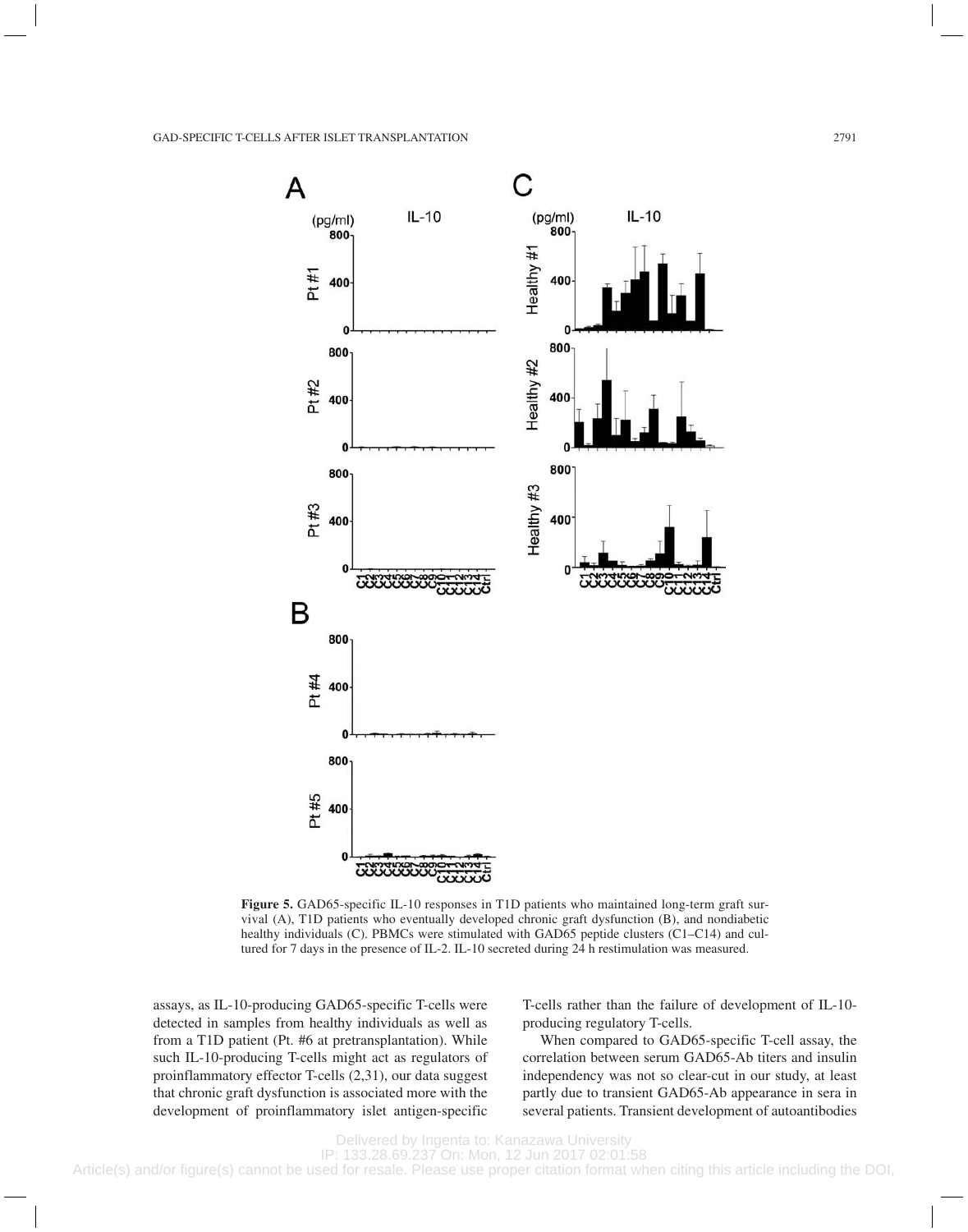**Figure 5.** GAD65-specific IL-10 responses in T1D patients who maintained long-term graft survival (A), T1D patients who eventually developed chronic graft dysfunction (B), and nondiabetic healthy individuals (C). PBMCs were stimulated with GAD65 peptide clusters (C1–C14) and cultured for 7 days in the presence of IL-2. IL-10 secreted during 24 h restimulation was measured.

assays, as IL-10-producing GAD65-specific T-cells were detected in samples from healthy individuals as well as from a T1D patient (Pt. #6 at pretransplantation). While such IL-10-producing T-cells might act as regulators of proinflammatory effector T-cells (2,31), our data suggest that chronic graft dysfunction is associated more with the development of proinflammatory islet antigen-specific T-cells rather than the failure of development of IL-10-producing regulatory T-cells.

When compared to GAD65-specific T-cell assay, the correlation between serum GAD65-Ab titers and insulin independency was not so clear-cut in our study, at least partly due to transient GAD65-Ab appearance in sera in several patients. Transient development of autoantibodies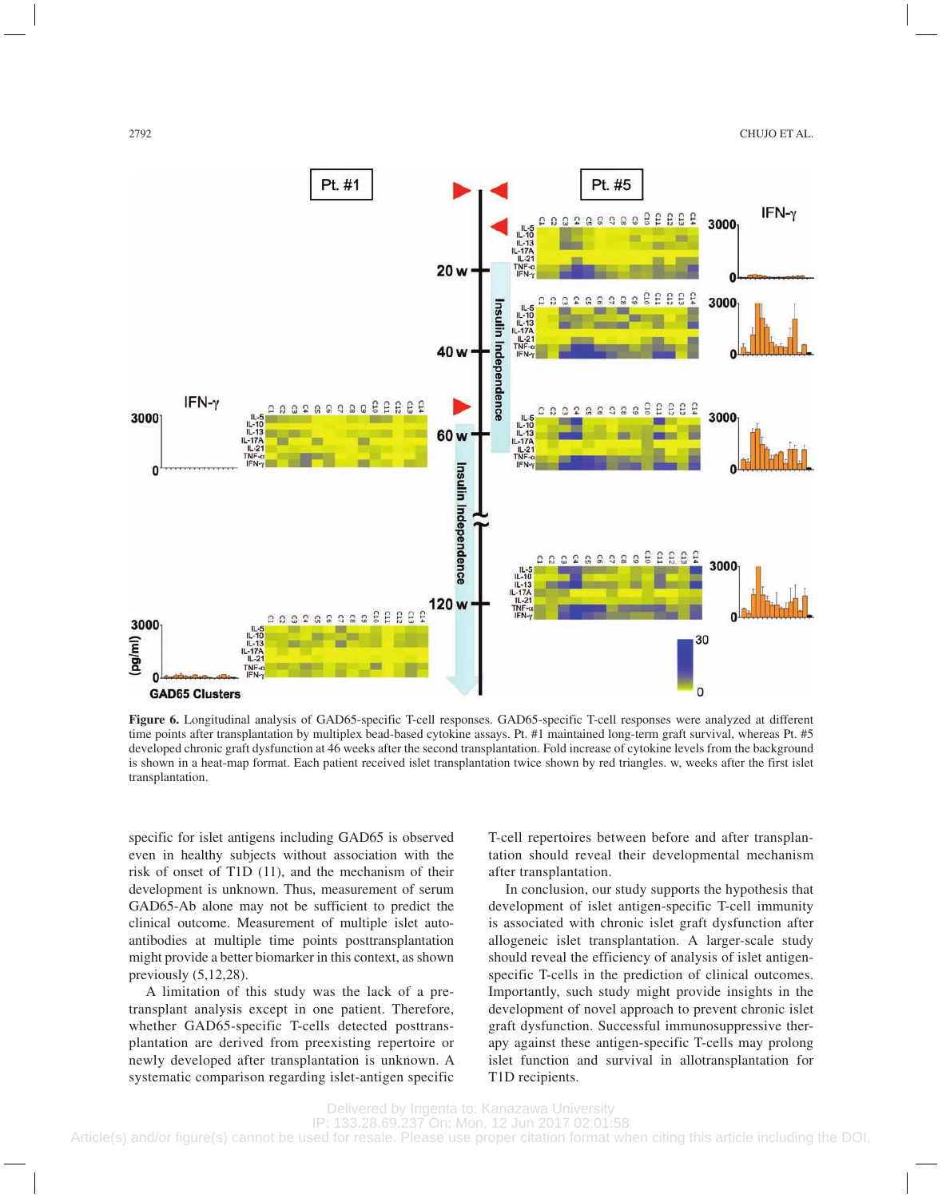**Figure 6.** Longitudinal analysis of GAD65-specific T-cell responses. GAD65-specific T-cell responses were analyzed at different time points after transplantation by multiplex bead-based cytokine assays. Pt. #1 maintained long-term graft survival, whereas Pt. #5 developed chronic graft dysfunction at 46 weeks after the second transplantation. Fold increase of cytokine levels from the background is shown in a heat-map format. Each patient received islet transplantation twice shown by red triangles. w, weeks after the first islet transplantation.

specific for islet antigens including GAD65 is observed even in healthy subjects without association with the risk of onset of T1D (11), and the mechanism of their development is unknown. Thus, measurement of serum GAD65-Ab alone may not be sufficient to predict the clinical outcome. Measurement of multiple islet autoantibodies at multiple time points posttransplantation might provide a better biomarker in this context, as shown previously (5,12,28).

A limitation of this study was the lack of a pretransplant analysis except in one patient. Therefore, whether GAD65-specific T-cells detected posttransplantation are derived from preexisting repertoire or newly developed after transplantation is unknown. A systematic comparison regarding islet-antigen specific T-cell repertoires between before and after transplantation should reveal their developmental mechanism after transplantation.

In conclusion, our study supports the hypothesis that development of islet antigen-specific T-cell immunity is associated with chronic islet graft dysfunction after allogeneic islet transplantation. A larger-scale study should reveal the efficiency of analysis of islet antigen-specific T-cells in the prediction of clinical outcomes. Importantly, such study might provide insights in the development of novel approach to prevent chronic islet graft dysfunction. Successful immunosuppressive therapy against these antigen-specific T-cells may prolong islet function and survival in allotransplantation for T1D recipients.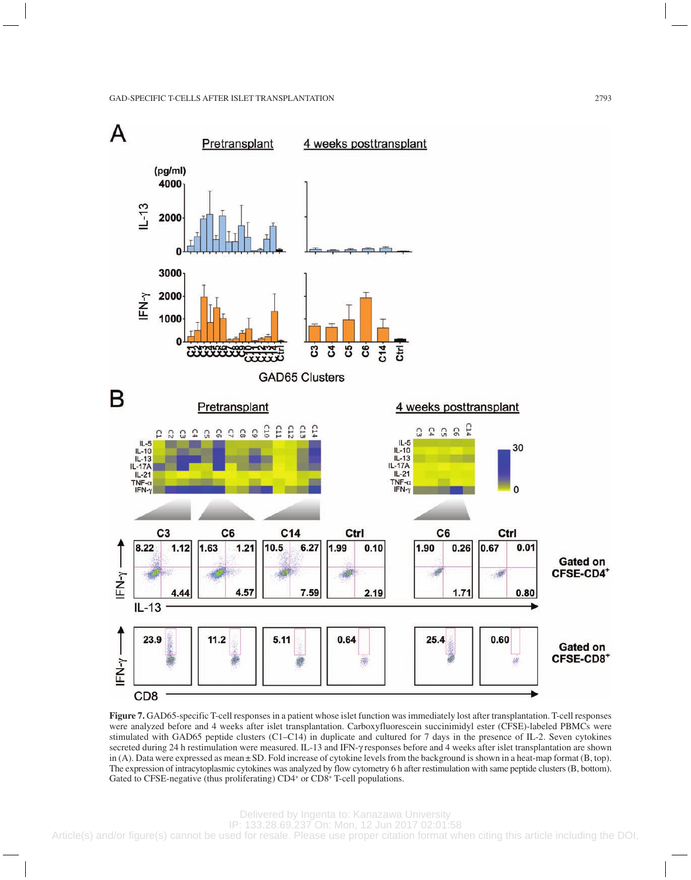**Figure 7.** GAD65-specific T-cell responses in a patient whose islet function was immediately lost after transplantation. T-cell responses were analyzed before and 4 weeks after islet transplantation. Carboxyfluorescein succinimidyl ester (CFSE)-labeled PBMCs were stimulated with GAD65 peptide clusters (C1–C14) in duplicate and cultured for 7 days in the presence of IL-2. Seven cytokines secreted during 24 h restimulation were measured. IL-13 and IFN-γ responses before and 4 weeks after islet transplantation are shown in (A). Data were expressed as mean ± SD. Fold increase of cytokine levels from the background is shown in a heat-map format (B, top). The expression of intracytoplasmic cytokines was analyzed by flow cytometry 6 h after restimulation with same peptide clusters (B, bottom). Gated to CFSE-negative (thus proliferating) $CD4^+$ or $CD8^+$ T-cell populations.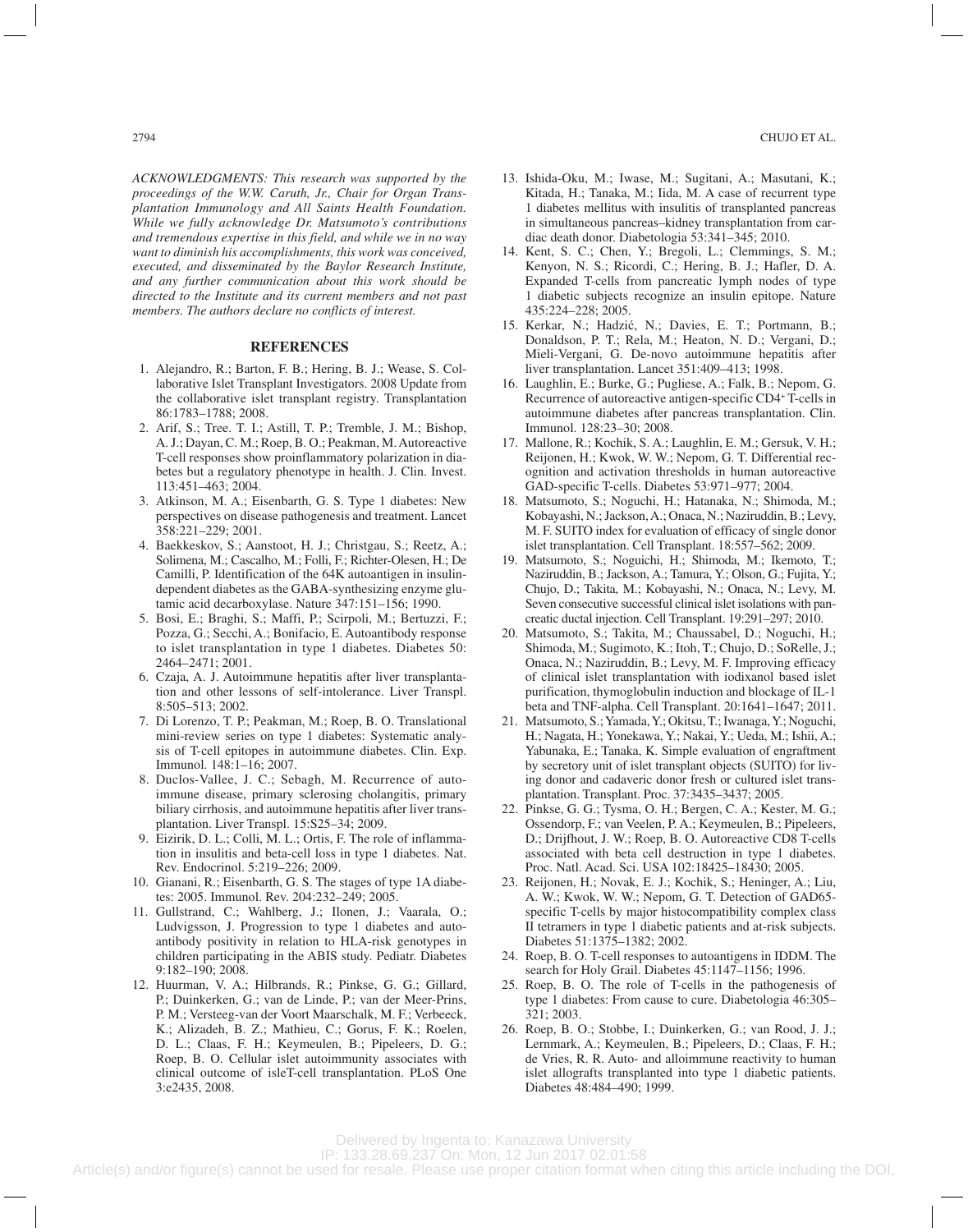*ACKNOWLEDGMENTS: This research was supported by the proceedings of the W.W. Caruth, Jr., Chair for Organ Transplantation Immunology and All Saints Health Foundation. While we fully acknowledge Dr. Matsumoto's contributions and tremendous expertise in this field, and while we in no way want to diminish his accomplishments, this work was conceived, executed, and disseminated by the Baylor Research Institute, and any further communication about this work should be directed to the Institute and its current members and not past members. The authors declare no conflicts of interest.*

## REFERENCES

1. Alejandro, R.; Barton, F. B.; Hering, B. J.; Wease, S. Collaborative Islet Transplant Investigators. 2008 Update from the collaborative islet transplant registry. Transplantation 86:1783–1788; 2008.
2. Arif, S.; Tree. T. I.; Astill, T. P.; Tremble, J. M.; Bishop, A. J.; Dayan, C. M.; Roep, B. O.; Peakman, M. Autoreactive T-cell responses show proinflammatory polarization in diabetes but a regulatory phenotype in health. J. Clin. Invest. 113:451–463; 2004.
3. Atkinson, M. A.; Eisenbarth, G. S. Type 1 diabetes: New perspectives on disease pathogenesis and treatment. Lancet 358:221–229; 2001.
4. Baekkeskov, S.; Aanstoot, H. J.; Christgau, S.; Reetz, A.; Solimena, M.; Cascalho, M.; Folli, F.; Richter-Olesen, H.; De Camilli, P. Identification of the 64K autoantigen in insulin-dependent diabetes as the GABA-synthesizing enzyme glutamic acid decarboxylase. Nature 347:151–156; 1990.
5. Bosi, E.; Braghi, S.; Maffi, P.; Scirpoli, M.; Bertuzzi, F.; Pozza, G.; Secchi, A.; Bonifacio, E. Autoantibody response to islet transplantation in type 1 diabetes. Diabetes 50: 2464–2471; 2001.
6. Czaja, A. J. Autoimmune hepatitis after liver transplantation and other lessons of self-intolerance. Liver Transpl. 8:505–513; 2002.
7. Di Lorenzo, T. P.; Peakman, M.; Roep, B. O. Translational mini-review series on type 1 diabetes: Systematic analysis of T-cell epitopes in autoimmune diabetes. Clin. Exp. Immunol. 148:1–16; 2007.
8. Duclos-Vallee, J. C.; Sebagh, M. Recurrence of autoimmune disease, primary sclerosing cholangitis, primary biliary cirrhosis, and autoimmune hepatitis after liver transplantation. Liver Transpl. 15:S25–34; 2009.
9. Eizirik, D. L.; Colli, M. L.; Ortis, F. The role of inflammation in insulitis and beta-cell loss in type 1 diabetes. Nat. Rev. Endocrinol. 5:219–226; 2009.
10. Gianani, R.; Eisenbarth, G. S. The stages of type 1A diabetes: 2005. Immunol. Rev. 204:232–249; 2005.
11. Gullstrand, C.; Wahlberg, J.; Ilonen, J.; Vaarala, O.; Ludvigsson, J. Progression to type 1 diabetes and autoantibody positivity in relation to HLA-risk genotypes in children participating in the ABIS study. Pediatr. Diabetes 9:182–190; 2008.
12. Huurman, V. A.; Hilbrands, R.; Pinkse, G. G.; Gillard, P.; Duinkerken, G.; van de Linde, P.; van der Meer-Prins, P. M.; Versteeg-van der Voort Maarschalk, M. F.; Verbeeck, K.; Alizadeh, B. Z.; Mathieu, C.; Gorus, F. K.; Roelen, D. L.; Claas, F. H.; Keymeulen, B.; Pipeleers, D. G.; Roep, B. O. Cellular islet autoimmunity associates with clinical outcome of isleT-cell transplantation. PLoS One 3:e2435, 2008.
13. Ishida-Oku, M.; Iwase, M.; Sugitani, A.; Masutani, K.; Kitada, H.; Tanaka, M.; Iida, M. A case of recurrent type 1 diabetes mellitus with insulitis of transplanted pancreas in simultaneous pancreas–kidney transplantation from cardiac death donor. Diabetologia 53:341–345; 2010.
14. Kent, S. C.; Chen, Y.; Bregoli, L.; Clemmings, S. M.; Kenyon, N. S.; Ricordi, C.; Hering, B. J.; Hafler, D. A. Expanded T-cells from pancreatic lymph nodes of type 1 diabetic subjects recognize an insulin epitope. Nature 435:224–228; 2005.
15. Kerkar, N.; Hadzić, N.; Davies, E. T.; Portmann, B.; Donaldson, P. T.; Rela, M.; Heaton, N. D.; Vergani, D.; Mieli-Vergani, G. De-novo autoimmune hepatitis after liver transplantation. Lancet 351:409–413; 1998.
16. Laughlin, E.; Burke, G.; Pugliese, A.; Falk, B.; Nepom, G. Recurrence of autoreactive antigen-specific CD4+ T-cells in autoimmune diabetes after pancreas transplantation. Clin. Immunol. 128:23–30; 2008.
17. Mallone, R.; Kochik, S. A.; Laughlin, E. M.; Gersuk, V. H.; Reijonen, H.; Kwok, W. W.; Nepom, G. T. Differential recognition and activation thresholds in human autoreactive GAD-specific T-cells. Diabetes 53:971–977; 2004.
18. Matsumoto, S.; Noguchi, H.; Hatanaka, N.; Shimoda, M.; Kobayashi, N.; Jackson, A.; Onaca, N.; Naziruddin, B.; Levy, M. F. SUITO index for evaluation of efficacy of single donor islet transplantation. Cell Transplant. 18:557–562; 2009.
19. Matsumoto, S.; Noguchi, H.; Shimoda, M.; Ikemoto, T.; Naziruddin, B.; Jackson, A.; Tamura, Y.; Olson, G.; Fujita, Y.; Chujo, D.; Takita, M.; Kobayashi, N.; Onaca, N.; Levy, M. Seven consecutive successful clinical islet isolations with pancreatic ductal injection. Cell Transplant. 19:291–297; 2010.
20. Matsumoto, S.; Takita, M.; Chaussabel, D.; Noguchi, H.; Shimoda, M.; Sugimoto, K.; Itoh, T.; Chujo, D.; SoRelle, J.; Onaca, N.; Naziruddin, B.; Levy, M. F. Improving efficacy of clinical islet transplantation with iodixanol based islet purification, thymoglobulin induction and blockage of IL-1 beta and TNF-alpha. Cell Transplant. 20:1641–1647; 2011.
21. Matsumoto, S.; Yamada, Y.; Okitsu, T.; Iwanaga, Y.; Noguchi, H.; Nagata, H.; Yonekawa, Y.; Nakai, Y.; Ueda, M.; Ishii, A.; Yabunaka, E.; Tanaka, K. Simple evaluation of engraftment by secretory unit of islet transplant objects (SUITO) for living donor and cadaveric donor fresh or cultured islet transplantation. Transplant. Proc. 37:3435–3437; 2005.
22. Pinkse, G. G.; Tysma, O. H.; Bergen, C. A.; Kester, M. G.; Ossendorp, F.; van Veelen, P. A.; Keymeulen, B.; Pipeleers, D.; Drijfhout, J. W.; Roep, B. O. Autoreactive CD8 T-cells associated with beta cell destruction in type 1 diabetes. Proc. Natl. Acad. Sci. USA 102:18425–18430; 2005.
23. Reijonen, H.; Novak, E. J.; Kochik, S.; Heninger, A.; Liu, A. W.; Kwok, W. W.; Nepom, G. T. Detection of GAD65-specific T-cells by major histocompatibility complex class II tetramers in type 1 diabetic patients and at-risk subjects. Diabetes 51:1375–1382; 2002.
24. Roep, B. O. T-cell responses to autoantigens in IDDM. The search for Holy Grail. Diabetes 45:1147–1156; 1996.
25. Roep, B. O. The role of T-cells in the pathogenesis of type 1 diabetes: From cause to cure. Diabetologia 46:305–321; 2003.
26. Roep, B. O.; Stobbe, I.; Duinkerken, G.; van Rood, J. J.; Lernmark, A.; Keymeulen, B.; Pipeleers, D.; Claas, F. H.; de Vries, R. R. Auto- and alloimmune reactivity to human islet allografts transplanted into type 1 diabetic patients. Diabetes 48:484–490; 1999.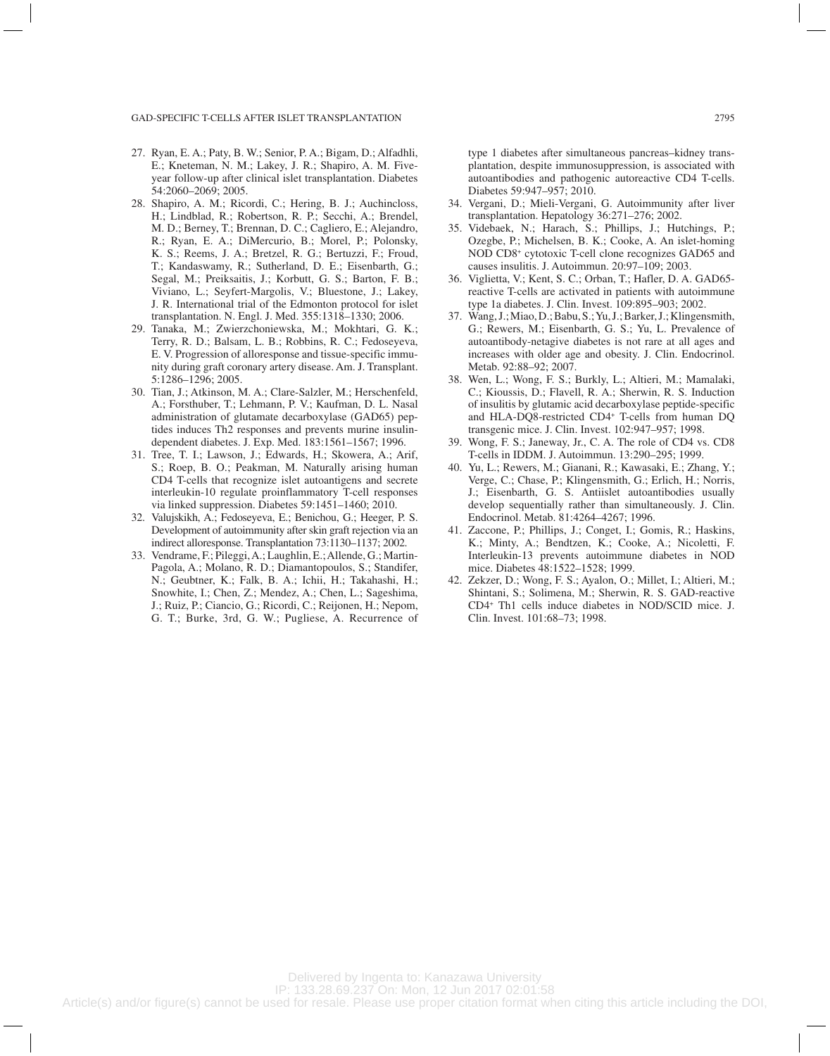27. Ryan, E. A.; Paty, B. W.; Senior, P. A.; Bigam, D.; Alfadhli, E.; Kneteman, N. M.; Lakey, J. R.; Shapiro, A. M. Five-year follow-up after clinical islet transplantation. Diabetes 54:2060–2069; 2005.
28. Shapiro, A. M.; Ricordi, C.; Hering, B. J.; Auchincloss, H.; Lindblad, R.; Robertson, R. P.; Secchi, A.; Brendel, M. D.; Berney, T.; Brennan, D. C.; Cagliero, E.; Alejandro, R.; Ryan, E. A.; DiMercurio, B.; Morel, P.; Polonsky, K. S.; Reems, J. A.; Bretzel, R. G.; Bertuzzi, F.; Froud, T.; Kandaswamy, R.; Sutherland, D. E.; Eisenbarth, G.; Segal, M.; Preiksaitis, J.; Korbutt, G. S.; Barton, F. B.; Viviano, L.; Seyfert-Margolis, V.; Bluestone, J.; Lakey, J. R. International trial of the Edmonton protocol for islet transplantation. N. Engl. J. Med. 355:1318–1330; 2006.
29. Tanaka, M.; Zwierzchoniewska, M.; Mokhtari, G. K.; Terry, R. D.; Balsam, L. B.; Robbins, R. C.; Fedoseyeva, E. V. Progression of alloresponse and tissue-specific immunity during graft coronary artery disease. Am. J. Transplant. 5:1286–1296; 2005.
30. Tian, J.; Atkinson, M. A.; Clare-Salzler, M.; Herschenfeld, A.; Forsthuber, T.; Lehmann, P. V.; Kaufman, D. L. Nasal administration of glutamate decarboxylase (GAD65) peptides induces Th2 responses and prevents murine insulin-dependent diabetes. J. Exp. Med. 183:1561–1567; 1996.
31. Tree, T. I.; Lawson, J.; Edwards, H.; Skowera, A.; Arif, S.; Roep, B. O.; Peakman, M. Naturally arising human CD4 T-cells that recognize islet autoantigens and secrete interleukin-10 regulate proinflammatory T-cell responses via linked suppression. Diabetes 59:1451–1460; 2010.
32. Valujskikh, A.; Fedoseyeva, E.; Benichou, G.; Heeger, P. S. Development of autoimmunity after skin graft rejection via an indirect alloresponse. Transplantation 73:1130–1137; 2002.
33. Vendrame, F.; Pileggi, A.; Laughlin, E.; Allende, G.; Martin-Pagola, A.; Molano, R. D.; Diamantopoulos, S.; Standifer, N.; Geubtner, K.; Falk, B. A.; Ichii, H.; Takahashi, H.; Snowhite, I.; Chen, Z.; Mendez, A.; Chen, L.; Sageshima, J.; Ruiz, P.; Ciancio, G.; Ricordi, C.; Reijonen, H.; Nepom, G. T.; Burke, 3rd, G. W.; Pugliese, A. Recurrence of type 1 diabetes after simultaneous pancreas–kidney transplantation, despite immunosuppression, is associated with autoantibodies and pathogenic autoreactive CD4 T-cells. Diabetes 59:947–957; 2010.
34. Vergani, D.; Mieli-Vergani, G. Autoimmunity after liver transplantation. Hepatology 36:271–276; 2002.
35. Videbaek, N.; Harach, S.; Phillips, J.; Hutchings, P.; Ozegbe, P.; Michelsen, B. K.; Cooke, A. An islet-homing NOD CD8+ cytotoxic T-cell clone recognizes GAD65 and causes insulitis. J. Autoimmun. 20:97–109; 2003.
36. Viglietta, V.; Kent, S. C.; Orban, T.; Hafler, D. A. GAD65-reactive T-cells are activated in patients with autoimmune type 1a diabetes. J. Clin. Invest. 109:895–903; 2002.
37. Wang, J.; Miao, D.; Babu, S.; Yu, J.; Barker, J.; Klingensmith, G.; Rewers, M.; Eisenbarth, G. S.; Yu, L. Prevalence of autoantibody-netagive diabetes is not rare at all ages and increases with older age and obesity. J. Clin. Endocrinol. Metab. 92:88–92; 2007.
38. Wen, L.; Wong, F. S.; Burkly, L.; Altieri, M.; Mamalaki, C.; Kioussis, D.; Flavell, R. A.; Sherwin, R. S. Induction of insulitis by glutamic acid decarboxylase peptide-specific and HLA-DQ8-restricted CD4+ T-cells from human DQ transgenic mice. J. Clin. Invest. 102:947–957; 1998.
39. Wong, F. S.; Janeway, Jr., C. A. The role of CD4 vs. CD8 T-cells in IDDM. J. Autoimmun. 13:290–295; 1999.
40. Yu, L.; Rewers, M.; Gianani, R.; Kawasaki, E.; Zhang, Y.; Verge, C.; Chase, P.; Klingensmith, G.; Erlich, H.; Norris, J.; Eisenbarth, G. S. Antiislet autoantibodies usually develop sequentially rather than simultaneously. J. Clin. Endocrinol. Metab. 81:4264–4267; 1996.
41. Zaccone, P.; Phillips, J.; Conget, I.; Gomis, R.; Haskins, K.; Minty, A.; Bendtzen, K.; Cooke, A.; Nicoletti, F. Interleukin-13 prevents autoimmune diabetes in NOD mice. Diabetes 48:1522–1528; 1999.
42. Zekzer, D.; Wong, F. S.; Ayalon, O.; Millet, I.; Altieri, M.; Shintani, S.; Solimena, M.; Sherwin, R. S. GAD-reactive CD4+ Th1 cells induce diabetes in NOD/SCID mice. J. Clin. Invest. 101:68–73; 1998.